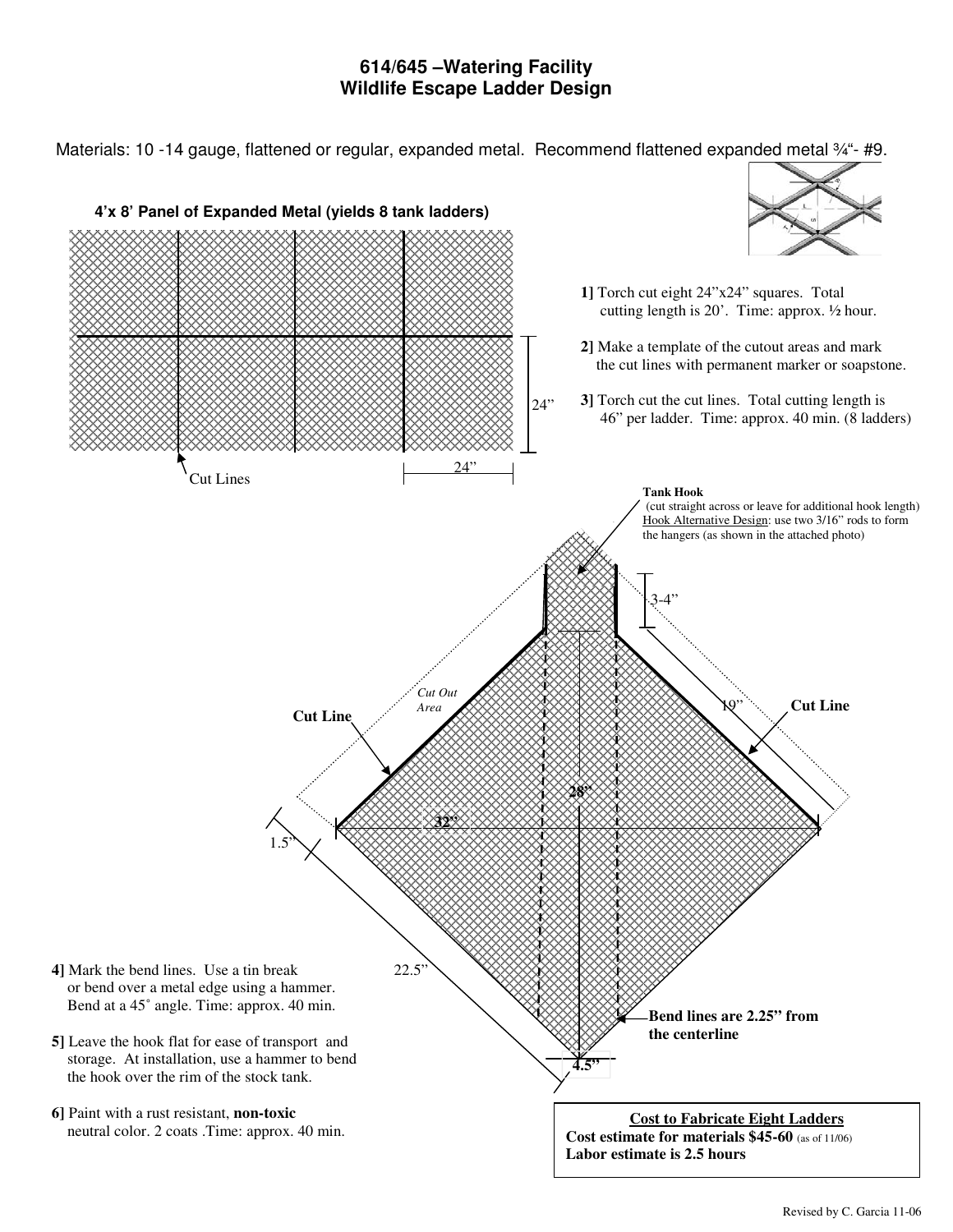# 614/645 –Watering Facility
## Wildlife Escape Ladder Design

Materials: 10 -14 gauge, flattened or regular, expanded metal. Recommend flattened expanded metal ¾"- #9.

**4'x 8' Panel of Expanded Metal (yields 8 tank ladders)**

24"

24"

Cut Lines

**1]** Torch cut eight 24"x24" squares. Total cutting length is 20'. Time: approx. ½ hour.

**2]** Make a template of the cutout areas and mark the cut lines with permanent marker or soapstone.

**3]** Torch cut the cut lines. Total cutting length is 46" per ladder. Time: approx. 40 min. (8 ladders)

**Tank Hook**
(cut straight across or leave for additional hook length)
Hook Alternative Design: use two 3/16" rods to form the hangers (as shown in the attached photo)

3-4"

*Cut Out Area*

**Cut Line**

19"

**Cut Line**

**28"**

**32"**

1.5"

22.5"

**Bend lines are 2.25" from the centerline**

**4.5"**

**4]** Mark the bend lines. Use a tin break or bend over a metal edge using a hammer. Bend at a 45˚ angle. Time: approx. 40 min.

**5]** Leave the hook flat for ease of transport and storage. At installation, use a hammer to bend the hook over the rim of the stock tank.

**6]** Paint with a rust resistant, **non-toxic** neutral color. 2 coats .Time: approx. 40 min.

**Cost to Fabricate Eight Ladders**
**Cost estimate for materials $45-60** (as of 11/06)
**Labor estimate is 2.5 hours**

Revised by C. Garcia 11-06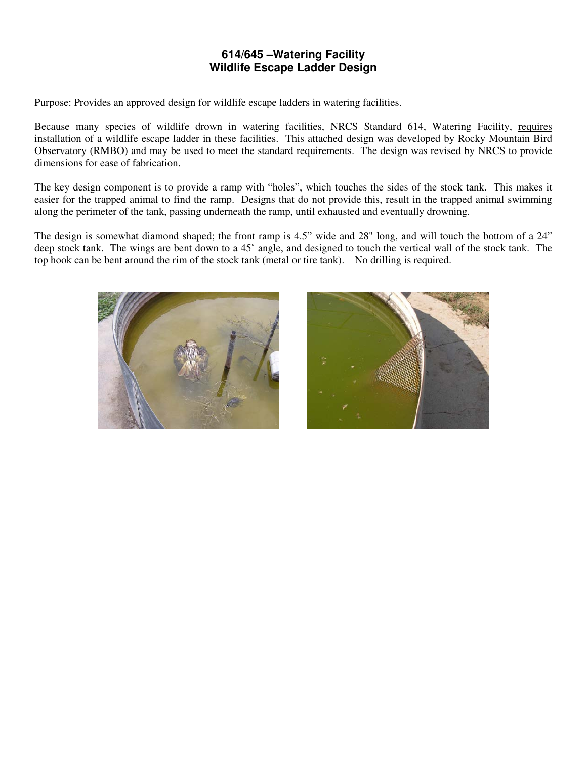# 614/645 –Watering Facility
# Wildlife Escape Ladder Design

Purpose: Provides an approved design for wildlife escape ladders in watering facilities.

Because many species of wildlife drown in watering facilities, NRCS Standard 614, Watering Facility, requires installation of a wildlife escape ladder in these facilities. This attached design was developed by Rocky Mountain Bird Observatory (RMBO) and may be used to meet the standard requirements. The design was revised by NRCS to provide dimensions for ease of fabrication.

The key design component is to provide a ramp with "holes", which touches the sides of the stock tank. This makes it easier for the trapped animal to find the ramp. Designs that do not provide this, result in the trapped animal swimming along the perimeter of the tank, passing underneath the ramp, until exhausted and eventually drowning.

The design is somewhat diamond shaped; the front ramp is 4.5" wide and 28" long, and will touch the bottom of a 24" deep stock tank. The wings are bent down to a 45˚ angle, and designed to touch the vertical wall of the stock tank. The top hook can be bent around the rim of the stock tank (metal or tire tank). No drilling is required.